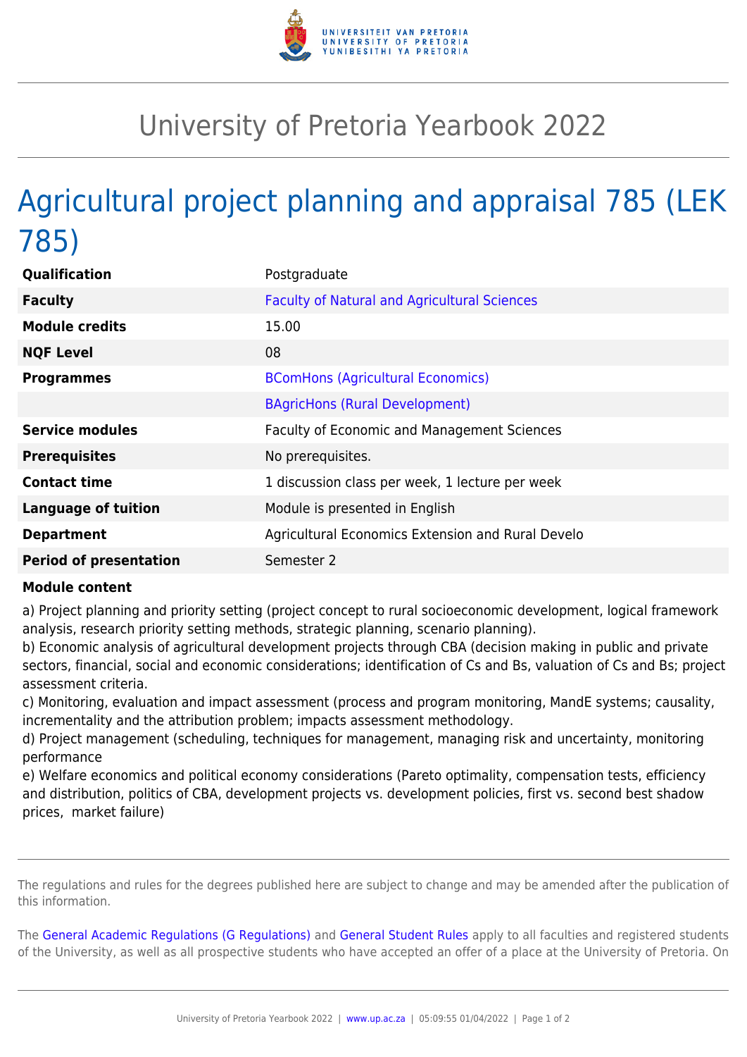# University of Pretoria Yearbook 2022

## Agricultural project planning and appraisal 785 (LEK 785)

| | |
|---|---|
| **Qualification** | Postgraduate |
| **Faculty** | Faculty of Natural and Agricultural Sciences |
| **Module credits** | 15.00 |
| **NQF Level** | 08 |
| **Programmes** | BComHons (Agricultural Economics) |
| | BAgricHons (Rural Development) |
| **Service modules** | Faculty of Economic and Management Sciences |
| **Prerequisites** | No prerequisites. |
| **Contact time** | 1 discussion class per week, 1 lecture per week |
| **Language of tuition** | Module is presented in English |
| **Department** | Agricultural Economics Extension and Rural Develo |
| **Period of presentation** | Semester 2 |

**Module content**

a) Project planning and priority setting (project concept to rural socioeconomic development, logical framework analysis, research priority setting methods, strategic planning, scenario planning).
b) Economic analysis of agricultural development projects through CBA (decision making in public and private sectors, financial, social and economic considerations; identification of Cs and Bs, valuation of Cs and Bs; project assessment criteria.
c) Monitoring, evaluation and impact assessment (process and program monitoring, MandE systems; causality, incrementality and the attribution problem; impacts assessment methodology.
d) Project management (scheduling, techniques for management, managing risk and uncertainty, monitoring performance
e) Welfare economics and political economy considerations (Pareto optimality, compensation tests, efficiency and distribution, politics of CBA, development projects vs. development policies, first vs. second best shadow prices, market failure)

The regulations and rules for the degrees published here are subject to change and may be amended after the publication of this information.

The General Academic Regulations (G Regulations) and General Student Rules apply to all faculties and registered students of the University, as well as all prospective students who have accepted an offer of a place at the University of Pretoria. On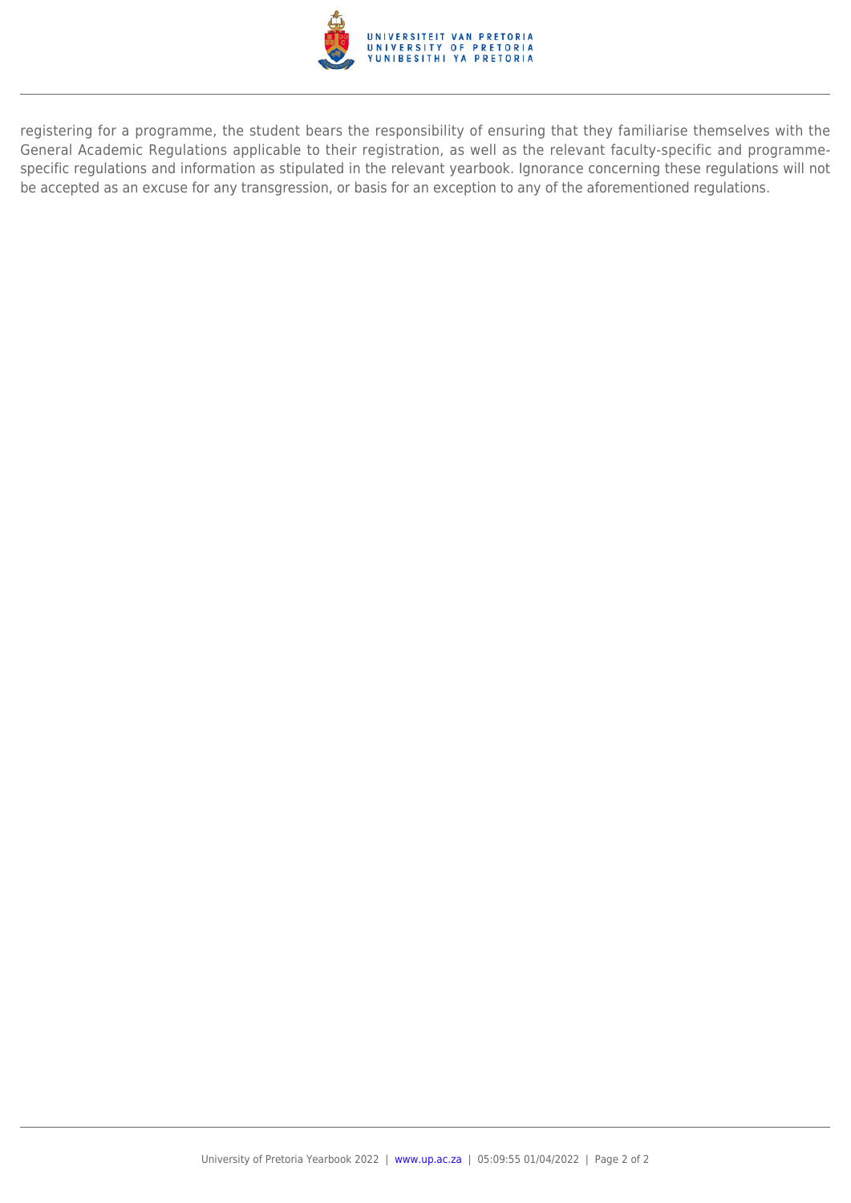registering for a programme, the student bears the responsibility of ensuring that they familiarise themselves with the General Academic Regulations applicable to their registration, as well as the relevant faculty-specific and programme-specific regulations and information as stipulated in the relevant yearbook. Ignorance concerning these regulations will not be accepted as an excuse for any transgression, or basis for an exception to any of the aforementioned regulations.